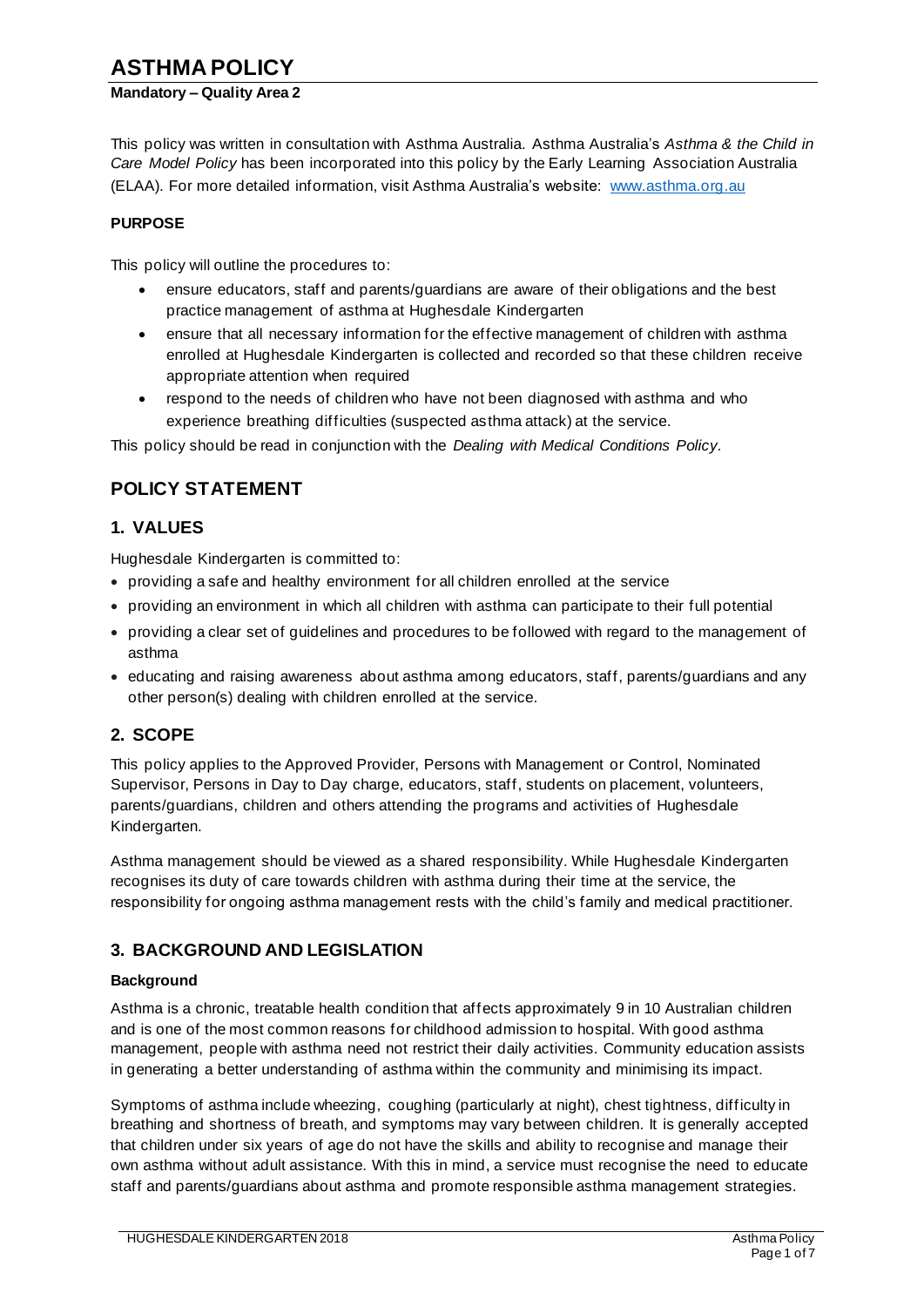# ASTHMA POLICY

**Mandatory – Quality Area 2**

This policy was written in consultation with Asthma Australia. Asthma Australia's *Asthma & the Child in Care Model Policy* has been incorporated into this policy by the Early Learning Association Australia (ELAA). For more detailed information, visit Asthma Australia's website: [www.asthma.org.au](http://www.asthma.org.au)

**PURPOSE**

This policy will outline the procedures to:

- ensure educators, staff and parents/guardians are aware of their obligations and the best practice management of asthma at Hughesdale Kindergarten
- ensure that all necessary information for the effective management of children with asthma enrolled at Hughesdale Kindergarten is collected and recorded so that these children receive appropriate attention when required
- respond to the needs of children who have not been diagnosed with asthma and who experience breathing difficulties (suspected asthma attack) at the service.

This policy should be read in conjunction with the *Dealing with Medical Conditions Policy*.

## POLICY STATEMENT

## 1. VALUES

Hughesdale Kindergarten is committed to:

- providing a safe and healthy environment for all children enrolled at the service
- providing an environment in which all children with asthma can participate to their full potential
- providing a clear set of guidelines and procedures to be followed with regard to the management of asthma
- educating and raising awareness about asthma among educators, staff, parents/guardians and any other person(s) dealing with children enrolled at the service.

## 2. SCOPE

This policy applies to the Approved Provider, Persons with Management or Control, Nominated Supervisor, Persons in Day to Day charge, educators, staff, students on placement, volunteers, parents/guardians, children and others attending the programs and activities of Hughesdale Kindergarten.

Asthma management should be viewed as a shared responsibility. While Hughesdale Kindergarten recognises its duty of care towards children with asthma during their time at the service, the responsibility for ongoing asthma management rests with the child's family and medical practitioner.

## 3. BACKGROUND AND LEGISLATION

**Background**

Asthma is a chronic, treatable health condition that affects approximately 9 in 10 Australian children and is one of the most common reasons for childhood admission to hospital. With good asthma management, people with asthma need not restrict their daily activities. Community education assists in generating a better understanding of asthma within the community and minimising its impact.

Symptoms of asthma include wheezing, coughing (particularly at night), chest tightness, difficulty in breathing and shortness of breath, and symptoms may vary between children. It is generally accepted that children under six years of age do not have the skills and ability to recognise and manage their own asthma without adult assistance. With this in mind, a service must recognise the need to educate staff and parents/guardians about asthma and promote responsible asthma management strategies.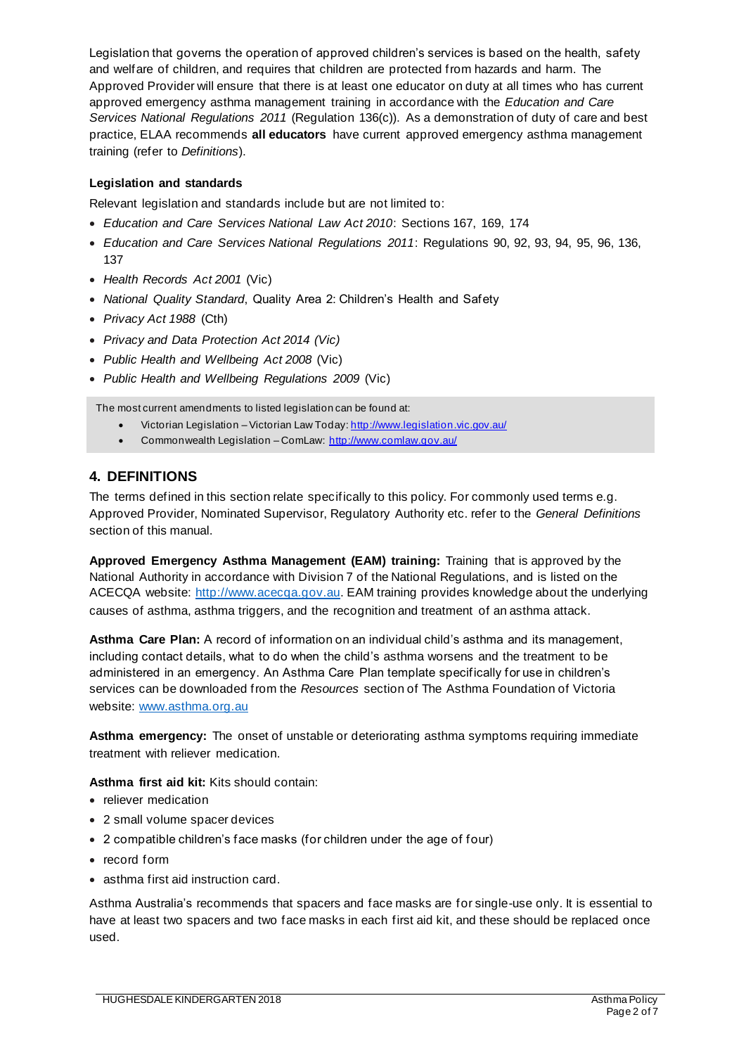Legislation that governs the operation of approved children's services is based on the health, safety and welfare of children, and requires that children are protected from hazards and harm. The Approved Provider will ensure that there is at least one educator on duty at all times who has current approved emergency asthma management training in accordance with the *Education and Care Services National Regulations 2011* (Regulation 136(c)). As a demonstration of duty of care and best practice, ELAA recommends **all educators** have current approved emergency asthma management training (refer to *Definitions*).

**Legislation and standards**

Relevant legislation and standards include but are not limited to:

- *Education and Care Services National Law Act 2010*: Sections 167, 169, 174
- *Education and Care Services National Regulations 2011*: Regulations 90, 92, 93, 94, 95, 96, 136, 137
- *Health Records Act 2001* (Vic)
- *National Quality Standard*, Quality Area 2: Children's Health and Safety
- *Privacy Act 1988* (Cth)
- *Privacy and Data Protection Act 2014 (Vic)*
- *Public Health and Wellbeing Act 2008* (Vic)
- *Public Health and Wellbeing Regulations 2009* (Vic)

The most current amendments to listed legislation can be found at:

- Victorian Legislation – Victorian Law Today: http://www.legislation.vic.gov.au/
- Commonwealth Legislation – ComLaw: http://www.comlaw.gov.au/

## 4. DEFINITIONS

The terms defined in this section relate specifically to this policy. For commonly used terms e.g. Approved Provider, Nominated Supervisor, Regulatory Authority etc. refer to the *General Definitions* section of this manual.

**Approved Emergency Asthma Management (EAM) training:** Training that is approved by the National Authority in accordance with Division 7 of the National Regulations, and is listed on the ACECQA website: http://www.acecqa.gov.au. EAM training provides knowledge about the underlying causes of asthma, asthma triggers, and the recognition and treatment of an asthma attack.

**Asthma Care Plan:** A record of information on an individual child's asthma and its management, including contact details, what to do when the child's asthma worsens and the treatment to be administered in an emergency. An Asthma Care Plan template specifically for use in children's services can be downloaded from the *Resources* section of The Asthma Foundation of Victoria website: www.asthma.org.au

**Asthma emergency:** The onset of unstable or deteriorating asthma symptoms requiring immediate treatment with reliever medication.

**Asthma first aid kit:** Kits should contain:

- reliever medication
- 2 small volume spacer devices
- 2 compatible children's face masks (for children under the age of four)
- record form
- asthma first aid instruction card.

Asthma Australia's recommends that spacers and face masks are for single-use only. It is essential to have at least two spacers and two face masks in each first aid kit, and these should be replaced once used.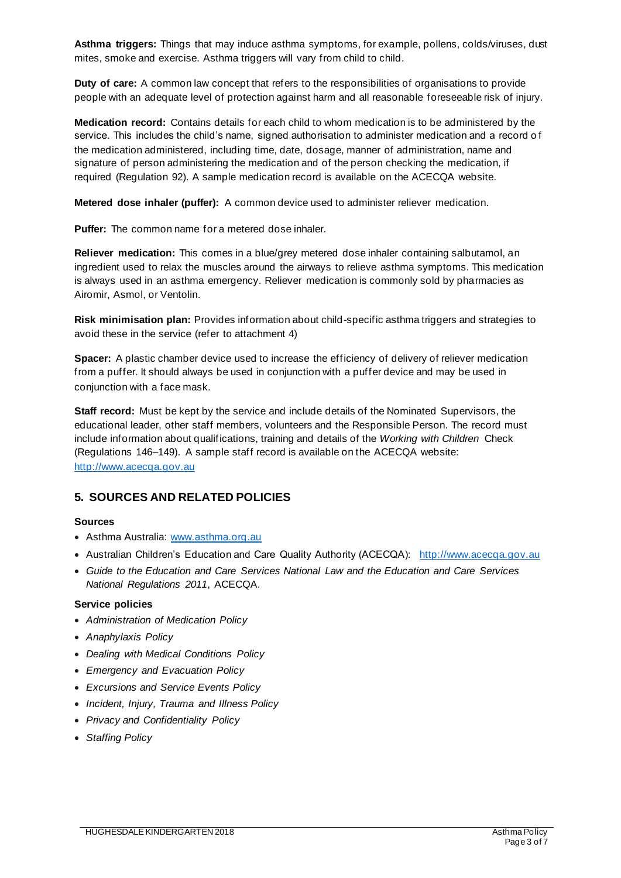**Asthma triggers:** Things that may induce asthma symptoms, for example, pollens, colds/viruses, dust mites, smoke and exercise. Asthma triggers will vary from child to child.

**Duty of care:** A common law concept that refers to the responsibilities of organisations to provide people with an adequate level of protection against harm and all reasonable foreseeable risk of injury.

**Medication record:** Contains details for each child to whom medication is to be administered by the service. This includes the child's name, signed authorisation to administer medication and a record of the medication administered, including time, date, dosage, manner of administration, name and signature of person administering the medication and of the person checking the medication, if required (Regulation 92). A sample medication record is available on the ACECQA website.

**Metered dose inhaler (puffer):** A common device used to administer reliever medication.

**Puffer:** The common name for a metered dose inhaler.

**Reliever medication:** This comes in a blue/grey metered dose inhaler containing salbutamol, an ingredient used to relax the muscles around the airways to relieve asthma symptoms. This medication is always used in an asthma emergency. Reliever medication is commonly sold by pharmacies as Airomir, Asmol, or Ventolin.

**Risk minimisation plan:** Provides information about child-specific asthma triggers and strategies to avoid these in the service (refer to attachment 4)

**Spacer:** A plastic chamber device used to increase the efficiency of delivery of reliever medication from a puffer. It should always be used in conjunction with a puffer device and may be used in conjunction with a face mask.

**Staff record:** Must be kept by the service and include details of the Nominated Supervisors, the educational leader, other staff members, volunteers and the Responsible Person. The record must include information about qualifications, training and details of the *Working with Children* Check (Regulations 146–149). A sample staff record is available on the ACECQA website: http://www.acecqa.gov.au

## 5. SOURCES AND RELATED POLICIES

### Sources

- Asthma Australia: www.asthma.org.au
- Australian Children's Education and Care Quality Authority (ACECQA): http://www.acecqa.gov.au
- *Guide to the Education and Care Services National Law and the Education and Care Services National Regulations 2011*, ACECQA.

### Service policies

- *Administration of Medication Policy*
- *Anaphylaxis Policy*
- *Dealing with Medical Conditions Policy*
- *Emergency and Evacuation Policy*
- *Excursions and Service Events Policy*
- *Incident, Injury, Trauma and Illness Policy*
- *Privacy and Confidentiality Policy*
- *Staffing Policy*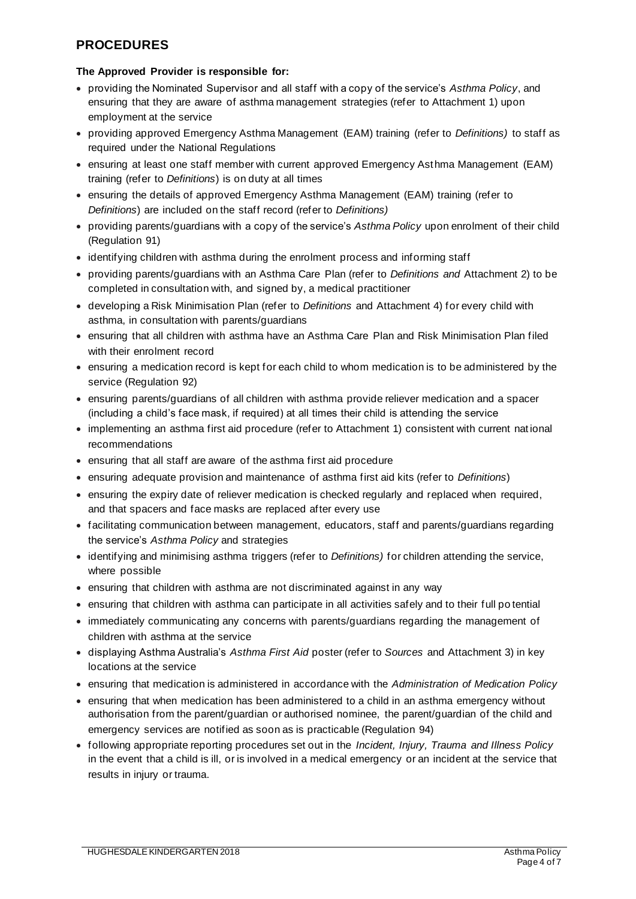## PROCEDURES

**The Approved Provider is responsible for:**

- providing the Nominated Supervisor and all staff with a copy of the service's *Asthma Policy*, and ensuring that they are aware of asthma management strategies (refer to Attachment 1) upon employment at the service
- providing approved Emergency Asthma Management (EAM) training (refer to *Definitions)* to staff as required under the National Regulations
- ensuring at least one staff member with current approved Emergency Asthma Management (EAM) training (refer to *Definitions*) is on duty at all times
- ensuring the details of approved Emergency Asthma Management (EAM) training (refer to *Definitions*) are included on the staff record (refer to *Definitions)*
- providing parents/guardians with a copy of the service's *Asthma Policy* upon enrolment of their child (Regulation 91)
- identifying children with asthma during the enrolment process and informing staff
- providing parents/guardians with an Asthma Care Plan (refer to *Definitions and* Attachment 2) to be completed in consultation with, and signed by, a medical practitioner
- developing a Risk Minimisation Plan (refer to *Definitions* and Attachment 4) for every child with asthma, in consultation with parents/guardians
- ensuring that all children with asthma have an Asthma Care Plan and Risk Minimisation Plan filed with their enrolment record
- ensuring a medication record is kept for each child to whom medication is to be administered by the service (Regulation 92)
- ensuring parents/guardians of all children with asthma provide reliever medication and a spacer (including a child's face mask, if required) at all times their child is attending the service
- implementing an asthma first aid procedure (refer to Attachment 1) consistent with current national recommendations
- ensuring that all staff are aware of the asthma first aid procedure
- ensuring adequate provision and maintenance of asthma first aid kits (refer to *Definitions*)
- ensuring the expiry date of reliever medication is checked regularly and replaced when required, and that spacers and face masks are replaced after every use
- facilitating communication between management, educators, staff and parents/guardians regarding the service's *Asthma Policy* and strategies
- identifying and minimising asthma triggers (refer to *Definitions)* for children attending the service, where possible
- ensuring that children with asthma are not discriminated against in any way
- ensuring that children with asthma can participate in all activities safely and to their full potential
- immediately communicating any concerns with parents/guardians regarding the management of children with asthma at the service
- displaying Asthma Australia's *Asthma First Aid* poster (refer to *Sources* and Attachment 3) in key locations at the service
- ensuring that medication is administered in accordance with the *Administration of Medication Policy*
- ensuring that when medication has been administered to a child in an asthma emergency without authorisation from the parent/guardian or authorised nominee, the parent/guardian of the child and emergency services are notified as soon as is practicable (Regulation 94)
- following appropriate reporting procedures set out in the *Incident, Injury, Trauma and Illness Policy* in the event that a child is ill, or is involved in a medical emergency or an incident at the service that results in injury or trauma.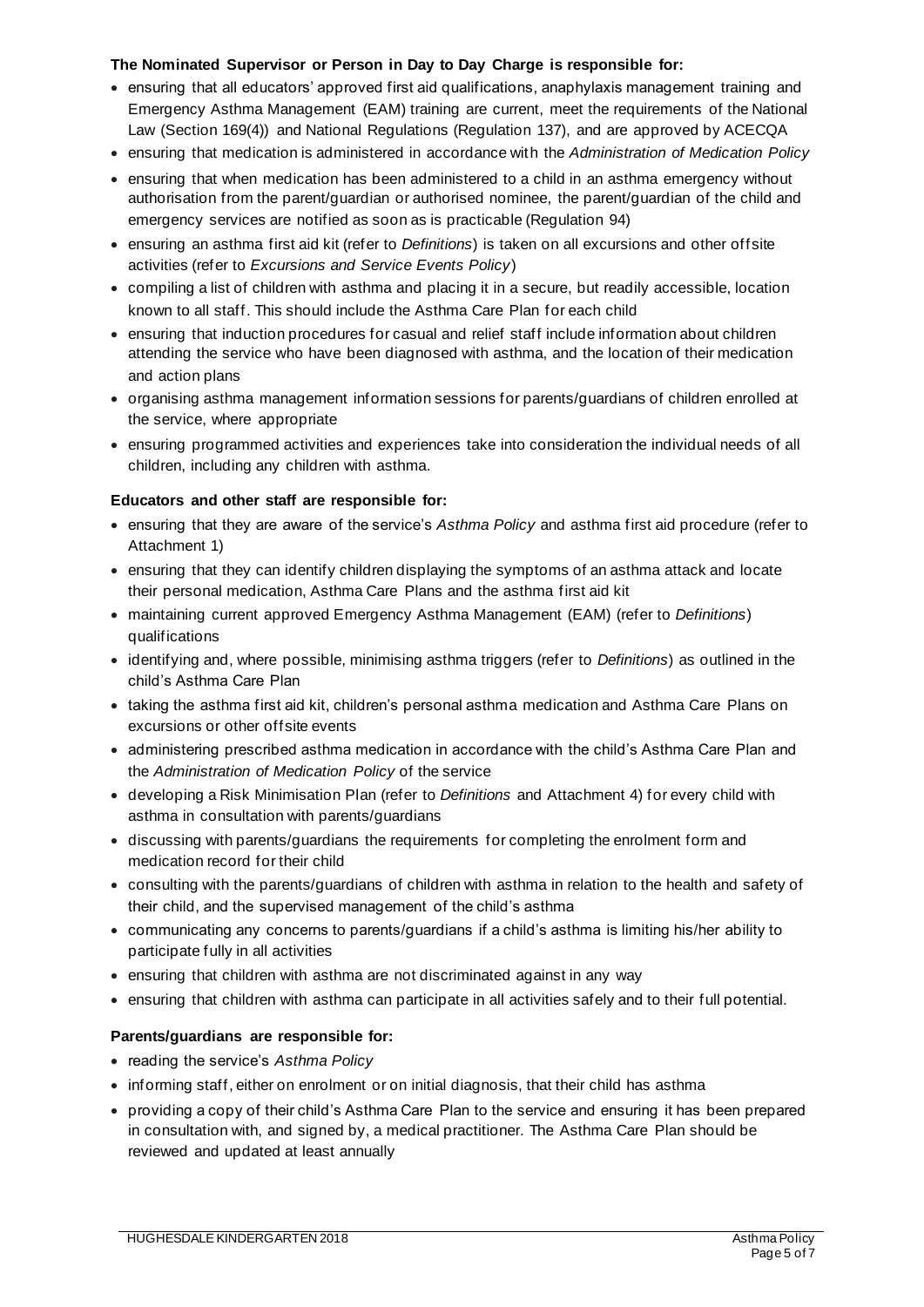**The Nominated Supervisor or Person in Day to Day Charge is responsible for:**

- ensuring that all educators' approved first aid qualifications, anaphylaxis management training and Emergency Asthma Management (EAM) training are current, meet the requirements of the National Law (Section 169(4)) and National Regulations (Regulation 137), and are approved by ACECQA
- ensuring that medication is administered in accordance with the *Administration of Medication Policy*
- ensuring that when medication has been administered to a child in an asthma emergency without authorisation from the parent/guardian or authorised nominee, the parent/guardian of the child and emergency services are notified as soon as is practicable (Regulation 94)
- ensuring an asthma first aid kit (refer to *Definitions*) is taken on all excursions and other offsite activities (refer to *Excursions and Service Events Policy*)
- compiling a list of children with asthma and placing it in a secure, but readily accessible, location known to all staff. This should include the Asthma Care Plan for each child
- ensuring that induction procedures for casual and relief staff include information about children attending the service who have been diagnosed with asthma, and the location of their medication and action plans
- organising asthma management information sessions for parents/guardians of children enrolled at the service, where appropriate
- ensuring programmed activities and experiences take into consideration the individual needs of all children, including any children with asthma.

**Educators and other staff are responsible for:**

- ensuring that they are aware of the service's *Asthma Policy* and asthma first aid procedure (refer to Attachment 1)
- ensuring that they can identify children displaying the symptoms of an asthma attack and locate their personal medication, Asthma Care Plans and the asthma first aid kit
- maintaining current approved Emergency Asthma Management (EAM) (refer to *Definitions*) qualifications
- identifying and, where possible, minimising asthma triggers (refer to *Definitions*) as outlined in the child's Asthma Care Plan
- taking the asthma first aid kit, children's personal asthma medication and Asthma Care Plans on excursions or other offsite events
- administering prescribed asthma medication in accordance with the child's Asthma Care Plan and the *Administration of Medication Policy* of the service
- developing a Risk Minimisation Plan (refer to *Definitions* and Attachment 4) for every child with asthma in consultation with parents/guardians
- discussing with parents/guardians the requirements for completing the enrolment form and medication record for their child
- consulting with the parents/guardians of children with asthma in relation to the health and safety of their child, and the supervised management of the child's asthma
- communicating any concerns to parents/guardians if a child's asthma is limiting his/her ability to participate fully in all activities
- ensuring that children with asthma are not discriminated against in any way
- ensuring that children with asthma can participate in all activities safely and to their full potential.

**Parents/guardians are responsible for:**

- reading the service's *Asthma Policy*
- informing staff, either on enrolment or on initial diagnosis, that their child has asthma
- providing a copy of their child's Asthma Care Plan to the service and ensuring it has been prepared in consultation with, and signed by, a medical practitioner. The Asthma Care Plan should be reviewed and updated at least annually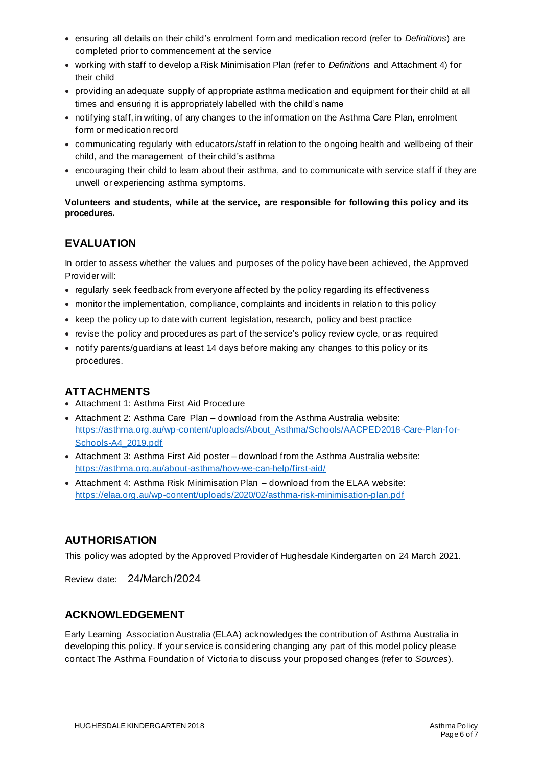- ensuring all details on their child's enrolment form and medication record (refer to *Definitions*) are completed prior to commencement at the service
- working with staff to develop a Risk Minimisation Plan (refer to *Definitions* and Attachment 4) for their child
- providing an adequate supply of appropriate asthma medication and equipment for their child at all times and ensuring it is appropriately labelled with the child's name
- notifying staff, in writing, of any changes to the information on the Asthma Care Plan, enrolment form or medication record
- communicating regularly with educators/staff in relation to the ongoing health and wellbeing of their child, and the management of their child's asthma
- encouraging their child to learn about their asthma, and to communicate with service staff if they are unwell or experiencing asthma symptoms.

**Volunteers and students, while at the service, are responsible for following this policy and its procedures.**

## EVALUATION

In order to assess whether the values and purposes of the policy have been achieved, the Approved Provider will:

- regularly seek feedback from everyone affected by the policy regarding its effectiveness
- monitor the implementation, compliance, complaints and incidents in relation to this policy
- keep the policy up to date with current legislation, research, policy and best practice
- revise the policy and procedures as part of the service's policy review cycle, or as required
- notify parents/guardians at least 14 days before making any changes to this policy or its procedures.

## ATTACHMENTS

- Attachment 1: Asthma First Aid Procedure
- Attachment 2: Asthma Care Plan – download from the Asthma Australia website: https://asthma.org.au/wp-content/uploads/About_Asthma/Schools/AACPED2018-Care-Plan-for-Schools-A4_2019.pdf
- Attachment 3: Asthma First Aid poster – download from the Asthma Australia website: https://asthma.org.au/about-asthma/how-we-can-help/first-aid/
- Attachment 4: Asthma Risk Minimisation Plan – download from the ELAA website: https://elaa.org.au/wp-content/uploads/2020/02/asthma-risk-minimisation-plan.pdf

## AUTHORISATION

This policy was adopted by the Approved Provider of Hughesdale Kindergarten on 24 March 2021.

Review date: 24/March/2024

## ACKNOWLEDGEMENT

Early Learning Association Australia (ELAA) acknowledges the contribution of Asthma Australia in developing this policy. If your service is considering changing any part of this model policy please contact The Asthma Foundation of Victoria to discuss your proposed changes (refer to *Sources*).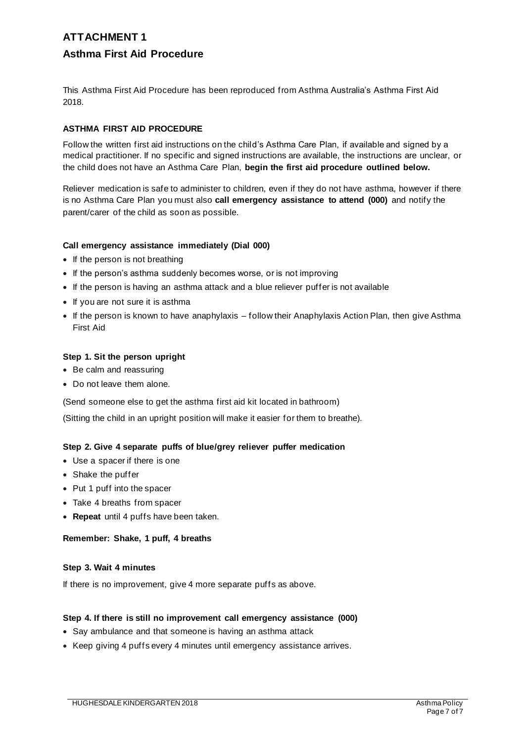# ATTACHMENT 1

## Asthma First Aid Procedure

This Asthma First Aid Procedure has been reproduced from Asthma Australia's Asthma First Aid 2018.

### ASTHMA FIRST AID PROCEDURE

Follow the written first aid instructions on the child's Asthma Care Plan, if available and signed by a medical practitioner. If no specific and signed instructions are available, the instructions are unclear, or the child does not have an Asthma Care Plan, **begin the first aid procedure outlined below.**

Reliever medication is safe to administer to children, even if they do not have asthma, however if there is no Asthma Care Plan you must also **call emergency assistance to attend (000)** and notify the parent/carer of the child as soon as possible.

**Call emergency assistance immediately (Dial 000)**

- If the person is not breathing
- If the person's asthma suddenly becomes worse, or is not improving
- If the person is having an asthma attack and a blue reliever puffer is not available
- If you are not sure it is asthma
- If the person is known to have anaphylaxis – follow their Anaphylaxis Action Plan, then give Asthma First Aid

**Step 1. Sit the person upright**

- Be calm and reassuring
- Do not leave them alone.

(Send someone else to get the asthma first aid kit located in bathroom)

(Sitting the child in an upright position will make it easier for them to breathe).

**Step 2. Give 4 separate puffs of blue/grey reliever puffer medication**

- Use a spacer if there is one
- Shake the puffer
- Put 1 puff into the spacer
- Take 4 breaths from spacer
- **Repeat** until 4 puffs have been taken.

**Remember: Shake, 1 puff, 4 breaths**

**Step 3. Wait 4 minutes**

If there is no improvement, give 4 more separate puffs as above.

**Step 4. If there is still no improvement call emergency assistance (000)**

- Say ambulance and that someone is having an asthma attack
- Keep giving 4 puffs every 4 minutes until emergency assistance arrives.